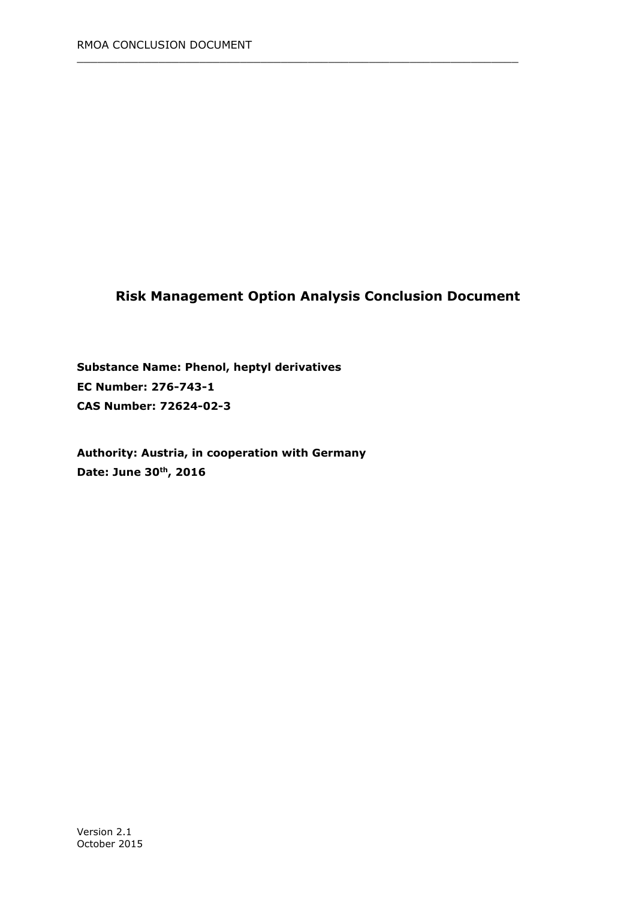# Risk Management Option Analysis Conclusion Document

**Substance Name: Phenol, heptyl derivatives**

**EC Number: 276-743-1**

**CAS Number: 72624-02-3**

**Authority: Austria, in cooperation with Germany**

**Date: June 30th, 2016**

Version 2.1
October 2015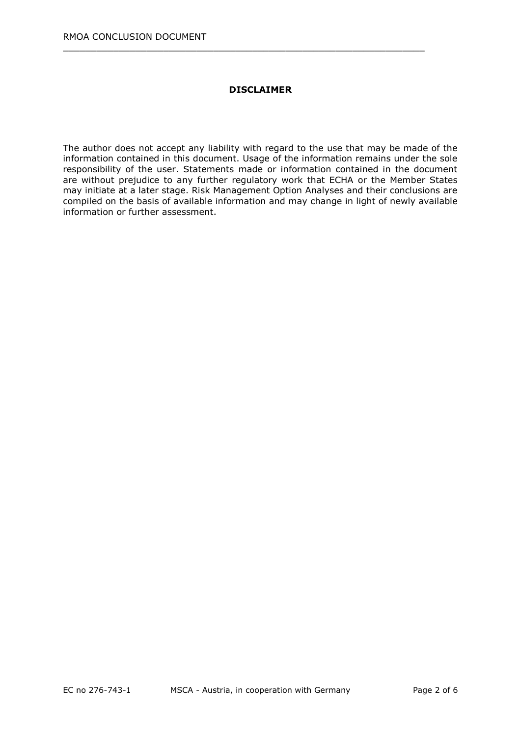**DISCLAIMER**

The author does not accept any liability with regard to the use that may be made of the information contained in this document. Usage of the information remains under the sole responsibility of the user. Statements made or information contained in the document are without prejudice to any further regulatory work that ECHA or the Member States may initiate at a later stage. Risk Management Option Analyses and their conclusions are compiled on the basis of available information and may change in light of newly available information or further assessment.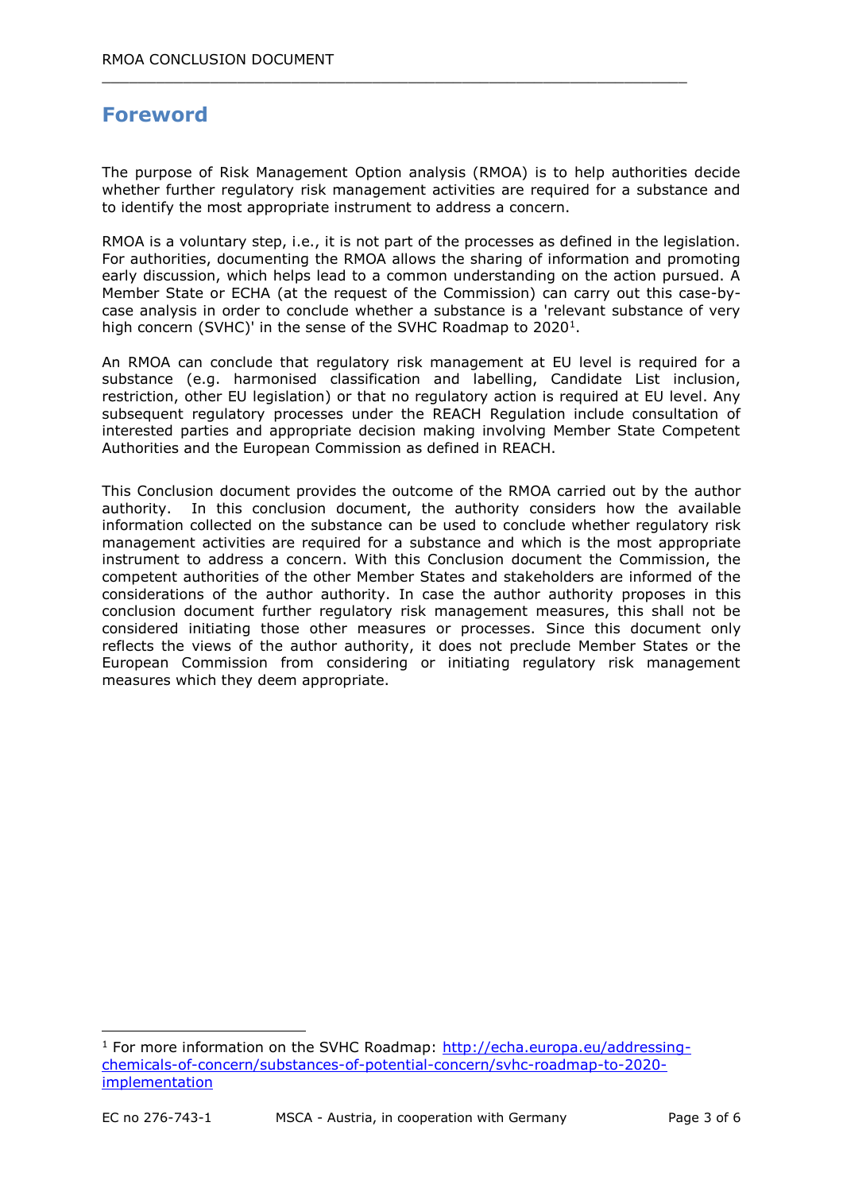# Foreword

The purpose of Risk Management Option analysis (RMOA) is to help authorities decide whether further regulatory risk management activities are required for a substance and to identify the most appropriate instrument to address a concern.

RMOA is a voluntary step, i.e., it is not part of the processes as defined in the legislation. For authorities, documenting the RMOA allows the sharing of information and promoting early discussion, which helps lead to a common understanding on the action pursued. A Member State or ECHA (at the request of the Commission) can carry out this case-by-case analysis in order to conclude whether a substance is a 'relevant substance of very high concern (SVHC)' in the sense of the SVHC Roadmap to 2020[1].

An RMOA can conclude that regulatory risk management at EU level is required for a substance (e.g. harmonised classification and labelling, Candidate List inclusion, restriction, other EU legislation) or that no regulatory action is required at EU level. Any subsequent regulatory processes under the REACH Regulation include consultation of interested parties and appropriate decision making involving Member State Competent Authorities and the European Commission as defined in REACH.

This Conclusion document provides the outcome of the RMOA carried out by the author authority. In this conclusion document, the authority considers how the available information collected on the substance can be used to conclude whether regulatory risk management activities are required for a substance and which is the most appropriate instrument to address a concern. With this Conclusion document the Commission, the competent authorities of the other Member States and stakeholders are informed of the considerations of the author authority. In case the author authority proposes in this conclusion document further regulatory risk management measures, this shall not be considered initiating those other measures or processes. Since this document only reflects the views of the author authority, it does not preclude Member States or the European Commission from considering or initiating regulatory risk management measures which they deem appropriate.

[1] For more information on the SVHC Roadmap: http://echa.europa.eu/addressing-chemicals-of-concern/substances-of-potential-concern/svhc-roadmap-to-2020-implementation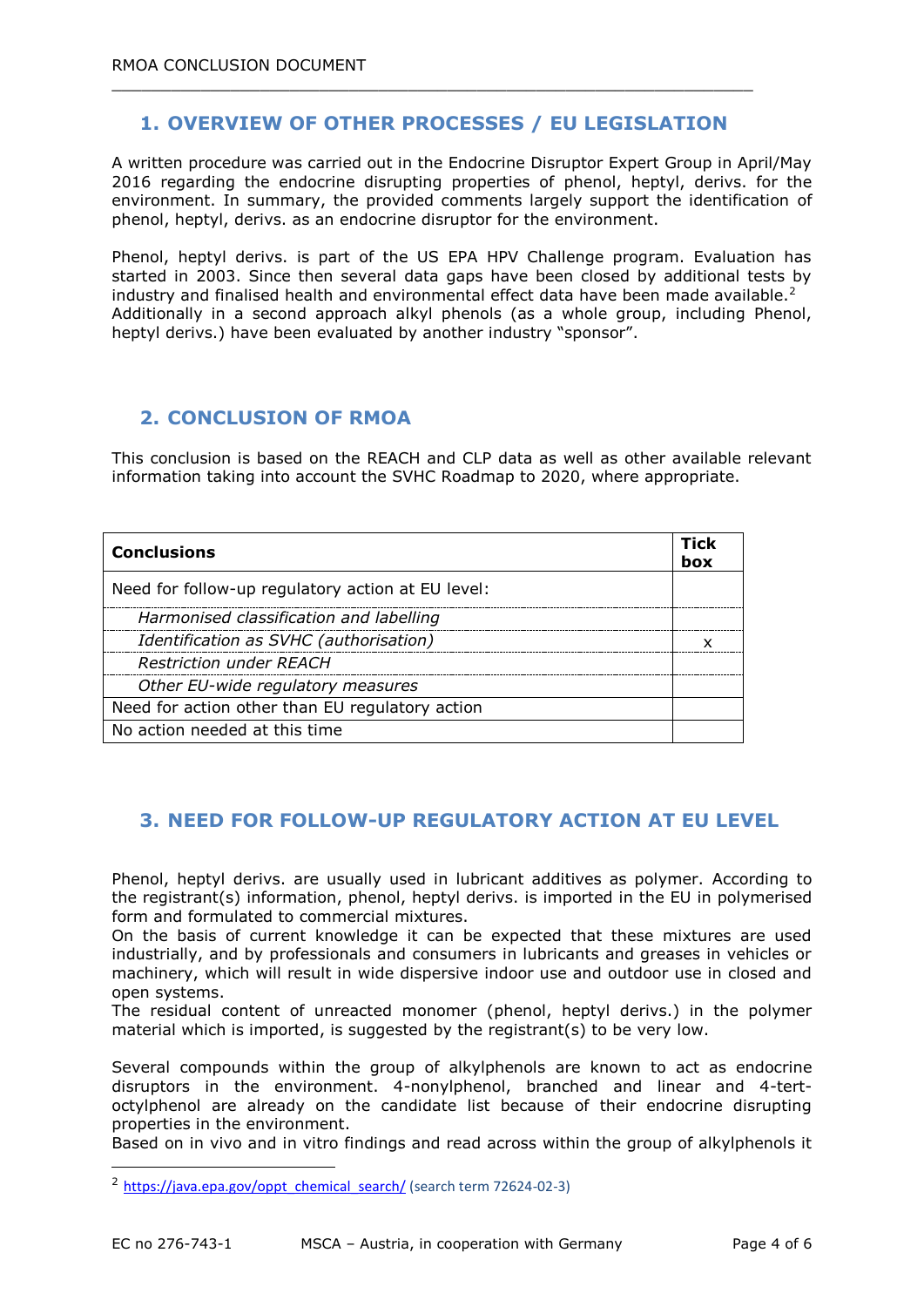## 1. OVERVIEW OF OTHER PROCESSES / EU LEGISLATION

A written procedure was carried out in the Endocrine Disruptor Expert Group in April/May 2016 regarding the endocrine disrupting properties of phenol, heptyl, derivs. for the environment. In summary, the provided comments largely support the identification of phenol, heptyl, derivs. as an endocrine disruptor for the environment.

Phenol, heptyl derivs. is part of the US EPA HPV Challenge program. Evaluation has started in 2003. Since then several data gaps have been closed by additional tests by industry and finalised health and environmental effect data have been made available.[2] Additionally in a second approach alkyl phenols (as a whole group, including Phenol, heptyl derivs.) have been evaluated by another industry "sponsor".

## 2. CONCLUSION OF RMOA

This conclusion is based on the REACH and CLP data as well as other available relevant information taking into account the SVHC Roadmap to 2020, where appropriate.

| **Conclusions** | **Tick box** |
|---|---|
| Need for follow-up regulatory action at EU level: | |
| *Harmonised classification and labelling* | |
| *Identification as SVHC (authorisation)* | x |
| *Restriction under REACH* | |
| *Other EU-wide regulatory measures* | |
| Need for action other than EU regulatory action | |
| No action needed at this time | |

## 3. NEED FOR FOLLOW-UP REGULATORY ACTION AT EU LEVEL

Phenol, heptyl derivs. are usually used in lubricant additives as polymer. According to the registrant(s) information, phenol, heptyl derivs. is imported in the EU in polymerised form and formulated to commercial mixtures.

On the basis of current knowledge it can be expected that these mixtures are used industrially, and by professionals and consumers in lubricants and greases in vehicles or machinery, which will result in wide dispersive indoor use and outdoor use in closed and open systems.

The residual content of unreacted monomer (phenol, heptyl derivs.) in the polymer material which is imported, is suggested by the registrant(s) to be very low.

Several compounds within the group of alkylphenols are known to act as endocrine disruptors in the environment. 4-nonylphenol, branched and linear and 4-tert-octylphenol are already on the candidate list because of their endocrine disrupting properties in the environment.

Based on in vivo and in vitro findings and read across within the group of alkylphenols it

[2] https://java.epa.gov/oppt_chemical_search/ (search term 72624-02-3)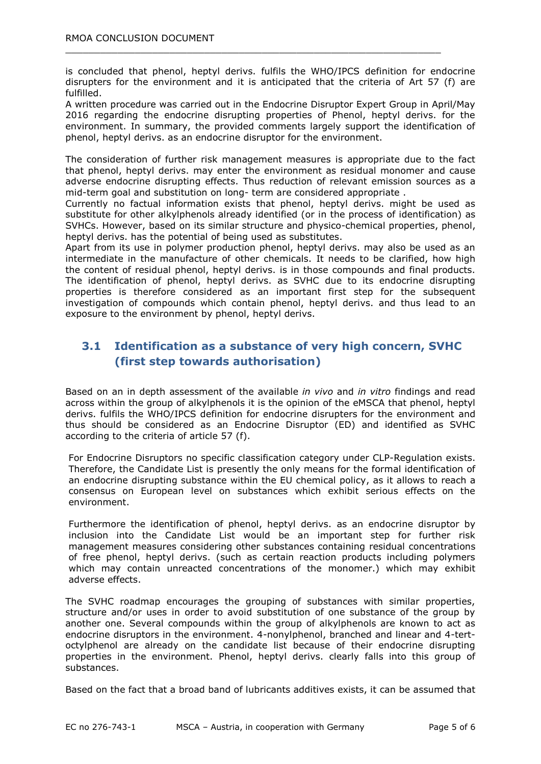is concluded that phenol, heptyl derivs. fulfils the WHO/IPCS definition for endocrine disrupters for the environment and it is anticipated that the criteria of Art 57 (f) are fulfilled.
A written procedure was carried out in the Endocrine Disruptor Expert Group in April/May 2016 regarding the endocrine disrupting properties of Phenol, heptyl derivs. for the environment. In summary, the provided comments largely support the identification of phenol, heptyl derivs. as an endocrine disruptor for the environment.

The consideration of further risk management measures is appropriate due to the fact that phenol, heptyl derivs. may enter the environment as residual monomer and cause adverse endocrine disrupting effects. Thus reduction of relevant emission sources as a mid-term goal and substitution on long- term are considered appropriate .
Currently no factual information exists that phenol, heptyl derivs. might be used as substitute for other alkylphenols already identified (or in the process of identification) as SVHCs. However, based on its similar structure and physico-chemical properties, phenol, heptyl derivs. has the potential of being used as substitutes.
Apart from its use in polymer production phenol, heptyl derivs. may also be used as an intermediate in the manufacture of other chemicals. It needs to be clarified, how high the content of residual phenol, heptyl derivs. is in those compounds and final products. The identification of phenol, heptyl derivs. as SVHC due to its endocrine disrupting properties is therefore considered as an important first step for the subsequent investigation of compounds which contain phenol, heptyl derivs. and thus lead to an exposure to the environment by phenol, heptyl derivs.

## 3.1 Identification as a substance of very high concern, SVHC (first step towards authorisation)

Based on an in depth assessment of the available *in vivo* and *in vitro* findings and read across within the group of alkylphenols it is the opinion of the eMSCA that phenol, heptyl derivs. fulfils the WHO/IPCS definition for endocrine disrupters for the environment and thus should be considered as an Endocrine Disruptor (ED) and identified as SVHC according to the criteria of article 57 (f).

For Endocrine Disruptors no specific classification category under CLP-Regulation exists. Therefore, the Candidate List is presently the only means for the formal identification of an endocrine disrupting substance within the EU chemical policy, as it allows to reach a consensus on European level on substances which exhibit serious effects on the environment.

Furthermore the identification of phenol, heptyl derivs. as an endocrine disruptor by inclusion into the Candidate List would be an important step for further risk management measures considering other substances containing residual concentrations of free phenol, heptyl derivs. (such as certain reaction products including polymers which may contain unreacted concentrations of the monomer.) which may exhibit adverse effects.

The SVHC roadmap encourages the grouping of substances with similar properties, structure and/or uses in order to avoid substitution of one substance of the group by another one. Several compounds within the group of alkylphenols are known to act as endocrine disruptors in the environment. 4-nonylphenol, branched and linear and 4-tert-octylphenol are already on the candidate list because of their endocrine disrupting properties in the environment. Phenol, heptyl derivs. clearly falls into this group of substances.

Based on the fact that a broad band of lubricants additives exists, it can be assumed that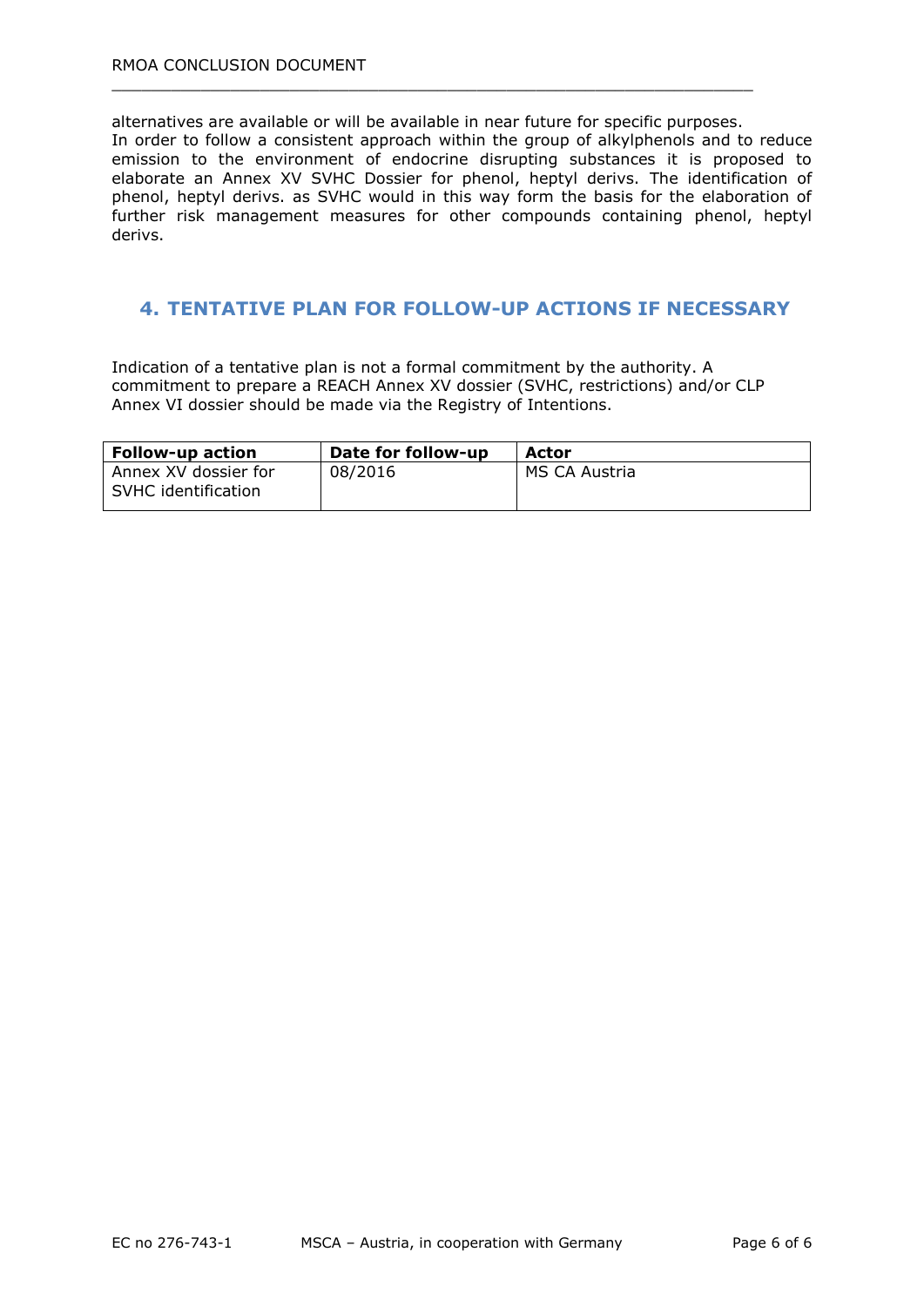alternatives are available or will be available in near future for specific purposes.
In order to follow a consistent approach within the group of alkylphenols and to reduce emission to the environment of endocrine disrupting substances it is proposed to elaborate an Annex XV SVHC Dossier for phenol, heptyl derivs. The identification of phenol, heptyl derivs. as SVHC would in this way form the basis for the elaboration of further risk management measures for other compounds containing phenol, heptyl derivs.

## 4. TENTATIVE PLAN FOR FOLLOW-UP ACTIONS IF NECESSARY

Indication of a tentative plan is not a formal commitment by the authority. A commitment to prepare a REACH Annex XV dossier (SVHC, restrictions) and/or CLP Annex VI dossier should be made via the Registry of Intentions.

| Follow-up action | Date for follow-up | Actor |
|---|---|---|
| Annex XV dossier for SVHC identification | 08/2016 | MS CA Austria |